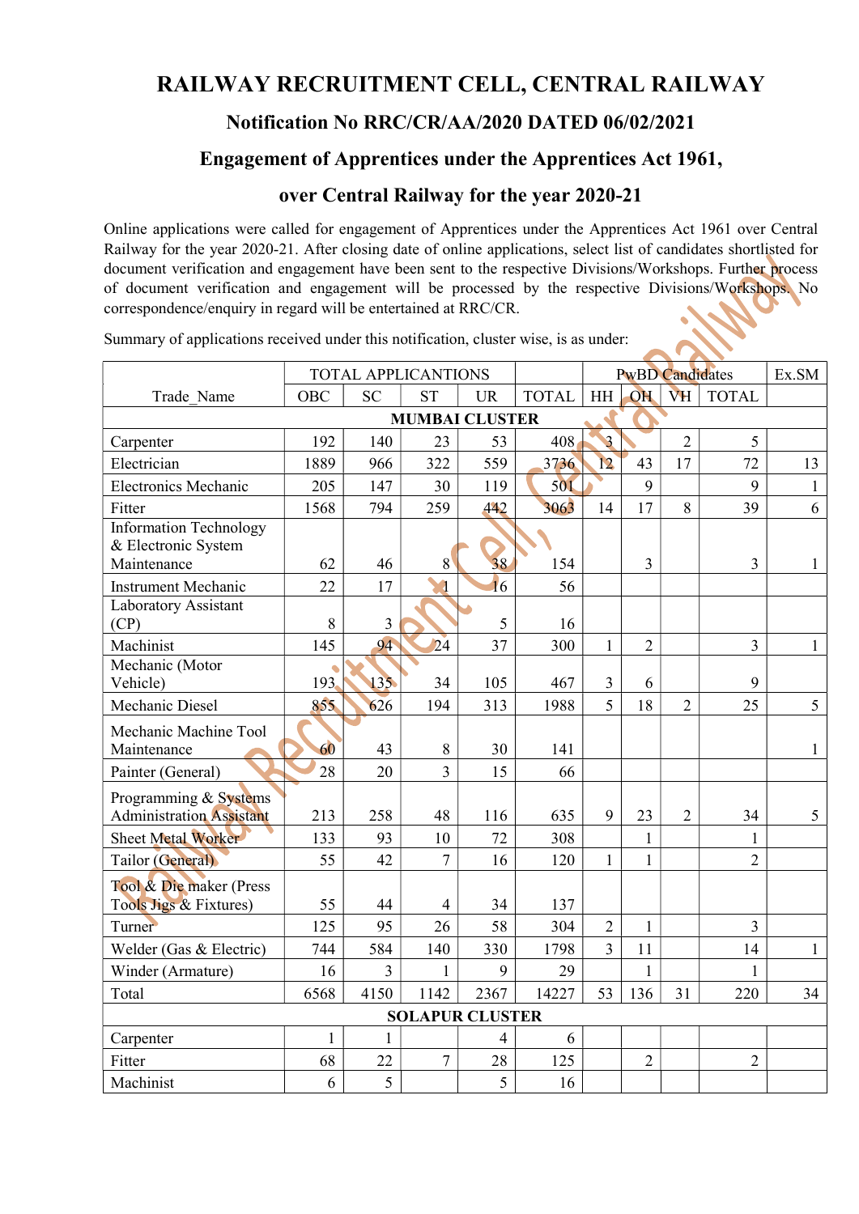# RAILWAY RECRUITMENT CELL, CENTRAL RAILWAY

## Notification No RRC/CR/AA/2020 DATED 06/02/2021

## Engagement of Apprentices under the Apprentices Act 1961, over Central Railway for the year 2020-21

Online applications were called for engagement of Apprentices under the Apprentices Act 1961 over Central Railway for the year 2020-21. After closing date of online applications, select list of candidates shortlisted for document verification and engagement have been sent to the respective Divisions/Workshops. Further process of document verification and engagement will be processed by the respective Divisions/Workshops. No correspondence/enquiry in regard will be entertained at RRC/CR.

Summary of applications received under this notification, cluster wise, is as under:

| | TOTAL APPLICANTIONS | | | | | PwBD Candidates | | | | Ex.SM |
|---|---|---|---|---|---|---|---|---|---|---|
| Trade_Name | OBC | SC | ST | UR | TOTAL | HH | OH | VH | TOTAL | |
| **MUMBAI CLUSTER** | | | | | | | | | | |
| Carpenter | 192 | 140 | 23 | 53 | 408 | 3 | | 2 | 5 | |
| Electrician | 1889 | 966 | 322 | 559 | 3736 | 12 | 43 | 17 | 72 | 13 |
| Electronics Mechanic | 205 | 147 | 30 | 119 | 501 | | 9 | | 9 | 1 |
| Fitter | 1568 | 794 | 259 | 442 | 3063 | 14 | 17 | 8 | 39 | 6 |
| Information Technology & Electronic System Maintenance | 62 | 46 | 8 | 38 | 154 | | 3 | | 3 | 1 |
| Instrument Mechanic | 22 | 17 | 1 | 16 | 56 | | | | | |
| Laboratory Assistant (CP) | 8 | 3 | | 5 | 16 | | | | | |
| Machinist | 145 | 94 | 24 | 37 | 300 | 1 | 2 | | 3 | 1 |
| Mechanic (Motor Vehicle) | 193 | 135 | 34 | 105 | 467 | 3 | 6 | | 9 | |
| Mechanic Diesel | 855 | 626 | 194 | 313 | 1988 | 5 | 18 | 2 | 25 | 5 |
| Mechanic Machine Tool Maintenance | 60 | 43 | 8 | 30 | 141 | | | | | 1 |
| Painter (General) | 28 | 20 | 3 | 15 | 66 | | | | | |
| Programming & Systems Administration Assistant | 213 | 258 | 48 | 116 | 635 | 9 | 23 | 2 | 34 | 5 |
| Sheet Metal Worker | 133 | 93 | 10 | 72 | 308 | | 1 | | 1 | |
| Tailor (General) | 55 | 42 | 7 | 16 | 120 | 1 | 1 | | 2 | |
| Tool & Die maker (Press Tools Jigs & Fixtures) | 55 | 44 | 4 | 34 | 137 | | | | | |
| Turner | 125 | 95 | 26 | 58 | 304 | 2 | 1 | | 3 | |
| Welder (Gas & Electric) | 744 | 584 | 140 | 330 | 1798 | 3 | 11 | | 14 | 1 |
| Winder (Armature) | 16 | 3 | 1 | 9 | 29 | | 1 | | 1 | |
| Total | 6568 | 4150 | 1142 | 2367 | 14227 | 53 | 136 | 31 | 220 | 34 |
| **SOLAPUR CLUSTER** | | | | | | | | | | |
| Carpenter | 1 | 1 | | 4 | 6 | | | | | |
| Fitter | 68 | 22 | 7 | 28 | 125 | | 2 | | 2 | |
| Machinist | 6 | 5 | | 5 | 16 | | | | | |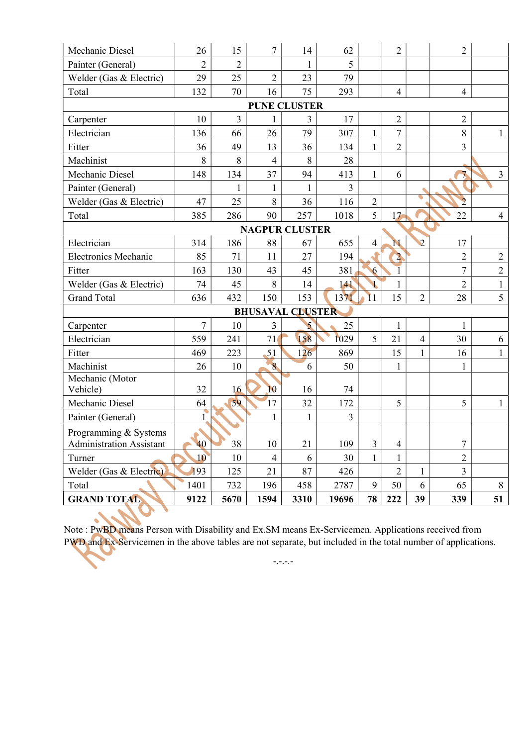| | | | | | | | | | | |
|---|---|---|---|---|---|---|---|---|---|---|
| Mechanic Diesel | 26 | 15 | 7 | 14 | 62 | | 2 | | 2 | |
| Painter (General) | 2 | 2 | | 1 | 5 | | | | | |
| Welder (Gas & Electric) | 29 | 25 | 2 | 23 | 79 | | | | | |
| Total | 132 | 70 | 16 | 75 | 293 | | 4 | | 4 | |
| **PUNE CLUSTER** | | | | | | | | | | |
| Carpenter | 10 | 3 | 1 | 3 | 17 | | 2 | | 2 | |
| Electrician | 136 | 66 | 26 | 79 | 307 | 1 | 7 | | 8 | 1 |
| Fitter | 36 | 49 | 13 | 36 | 134 | 1 | 2 | | 3 | |
| Machinist | 8 | 8 | 4 | 8 | 28 | | | | | |
| Mechanic Diesel | 148 | 134 | 37 | 94 | 413 | 1 | 6 | | 7 | 3 |
| Painter (General) | | 1 | 1 | 1 | 3 | | | | | |
| Welder (Gas & Electric) | 47 | 25 | 8 | 36 | 116 | 2 | | | 2 | |
| Total | 385 | 286 | 90 | 257 | 1018 | 5 | 17 | | 22 | 4 |
| **NAGPUR CLUSTER** | | | | | | | | | | |
| Electrician | 314 | 186 | 88 | 67 | 655 | 4 | 11 | 2 | 17 | |
| Electronics Mechanic | 85 | 71 | 11 | 27 | 194 | | 2 | | 2 | 2 |
| Fitter | 163 | 130 | 43 | 45 | 381 | 6 | 1 | | 7 | 2 |
| Welder (Gas & Electric) | 74 | 45 | 8 | 14 | 141 | 1 | 1 | | 2 | 1 |
| Grand Total | 636 | 432 | 150 | 153 | 1371 | 11 | 15 | 2 | 28 | 5 |
| **BHUSAVAL CLUSTER** | | | | | | | | | | |
| Carpenter | 7 | 10 | 3 | 5 | 25 | | 1 | | 1 | |
| Electrician | 559 | 241 | 71 | 158 | 1029 | 5 | 21 | 4 | 30 | 6 |
| Fitter | 469 | 223 | 51 | 126 | 869 | | 15 | 1 | 16 | 1 |
| Machinist | 26 | 10 | 8 | 6 | 50 | | 1 | | 1 | |
| Mechanic (Motor Vehicle) | 32 | 16 | 10 | 16 | 74 | | | | | |
| Mechanic Diesel | 64 | 59 | 17 | 32 | 172 | | 5 | | 5 | 1 |
| Painter (General) | 1 | | 1 | 1 | 3 | | | | | |
| Programming & Systems Administration Assistant | 40 | 38 | 10 | 21 | 109 | 3 | 4 | | 7 | |
| Turner | 10 | 10 | 4 | 6 | 30 | 1 | 1 | | 2 | |
| Welder (Gas & Electric) | 193 | 125 | 21 | 87 | 426 | | 2 | 1 | 3 | |
| Total | 1401 | 732 | 196 | 458 | 2787 | 9 | 50 | 6 | 65 | 8 |
| **GRAND TOTAL** | **9122** | **5670** | **1594** | **3310** | **19696** | **78** | **222** | **39** | **339** | **51** |

Note : PwBD means Person with Disability and Ex.SM means Ex-Servicemen. Applications received from PWD and Ex-Servicemen in the above tables are not separate, but included in the total number of applications.

-.-.-.-